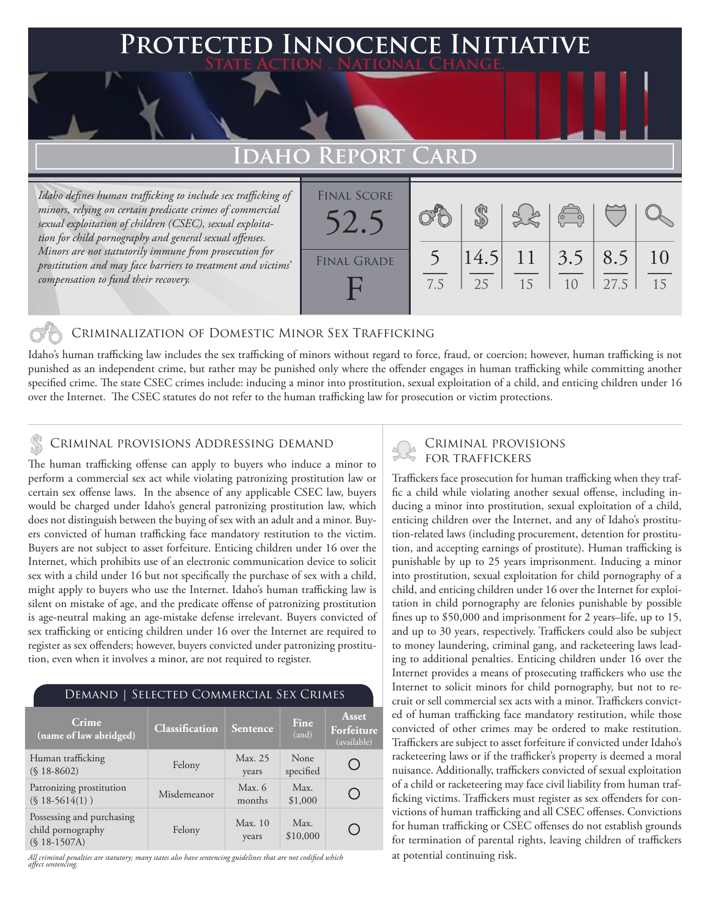# Protected Innocence Initiative

**State Action . National Change.**

## Idaho Report Card

*Idaho defines human trafficking to include sex trafficking of minors, relying on certain predicate crimes of commercial sexual exploitation of children (CSEC), sexual exploitation for child pornography and general sexual offenses. Minors are not statutorily immune from prosecution for prostitution and may face barriers to treatment and victims' compensation to fund their recovery.*

**Final Score:** 52.5

**Final Grade:** F

| Criminalization of Domestic Minor Sex Trafficking | Criminal Provisions Addressing Demand | Criminal Provisions for Traffickers | Criminal Provisions for Facilitators | Protective Provisions for the Child Victims | Criminal Justice Tools for Investigation and Prosecutions |
|---|---|---|---|---|---|
| 5 / 7.5 | 14.5 / 25 | 11 / 15 | 3.5 / 10 | 8.5 / 27.5 | 10 / 15 |

### Criminalization of Domestic Minor Sex Trafficking

Idaho's human trafficking law includes the sex trafficking of minors without regard to force, fraud, or coercion; however, human trafficking is not punished as an independent crime, but rather may be punished only where the offender engages in human trafficking while committing another specified crime. The state CSEC crimes include: inducing a minor into prostitution, sexual exploitation of a child, and enticing children under 16 over the Internet. The CSEC statutes do not refer to the human trafficking law for prosecution or victim protections.

### Criminal provisions Addressing demand

The human trafficking offense can apply to buyers who induce a minor to perform a commercial sex act while violating patronizing prostitution law or certain sex offense laws. In the absence of any applicable CSEC law, buyers would be charged under Idaho's general patronizing prostitution law, which does not distinguish between the buying of sex with an adult and a minor. Buyers convicted of human trafficking face mandatory restitution to the victim. Buyers are not subject to asset forfeiture. Enticing children under 16 over the Internet, which prohibits use of an electronic communication device to solicit sex with a child under 16 but not specifically the purchase of sex with a child, might apply to buyers who use the Internet. Idaho's human trafficking law is silent on mistake of age, and the predicate offense of patronizing prostitution is age-neutral making an age-mistake defense irrelevant. Buyers convicted of sex trafficking or enticing children under 16 over the Internet are required to register as sex offenders; however, buyers convicted under patronizing prostitution, even when it involves a minor, are not required to register.

#### Demand | Selected Commercial Sex Crimes

| Crime (name of law abridged) | Classification | Sentence | Fine (and) | Asset Forfeiture (available) |
|---|---|---|---|---|
| Human trafficking (§ 18-8602) | Felony | Max. 25 years | None specified | ○ |
| Patronizing prostitution (§ 18-5614(1) ) | Misdemeanor | Max. 6 months | Max. $1,000 | ○ |
| Possessing and purchasing child pornography (§ 18-1507A) | Felony | Max. 10 years | Max. $10,000 | ○ |

*All criminal penalties are statutory; many states also have sentencing guidelines that are not codified which affect sentencing.*

### Criminal provisions for traffickers

Traffickers face prosecution for human trafficking when they traffic a child while violating another sexual offense, including inducing a minor into prostitution, sexual exploitation of a child, enticing children over the Internet, and any of Idaho's prostitution-related laws (including procurement, detention for prostitution, and accepting earnings of prostitute). Human trafficking is punishable by up to 25 years imprisonment. Inducing a minor into prostitution, sexual exploitation for child pornography of a child, and enticing children under 16 over the Internet for exploitation in child pornography are felonies punishable by possible fines up to $50,000 and imprisonment for 2 years–life, up to 15, and up to 30 years, respectively. Traffickers could also be subject to money laundering, criminal gang, and racketeering laws leading to additional penalties. Enticing children under 16 over the Internet provides a means of prosecuting traffickers who use the Internet to solicit minors for child pornography, but not to recruit or sell commercial sex acts with a minor. Traffickers convicted of human trafficking face mandatory restitution, while those convicted of other crimes may be ordered to make restitution. Traffickers are subject to asset forfeiture if convicted under Idaho's racketeering laws or if the trafficker's property is deemed a moral nuisance. Additionally, traffickers convicted of sexual exploitation of a child or racketeering may face civil liability from human trafficking victims. Traffickers must register as sex offenders for convictions of human trafficking and all CSEC offenses. Convictions for human trafficking or CSEC offenses do not establish grounds for termination of parental rights, leaving children of traffickers at potential continuing risk.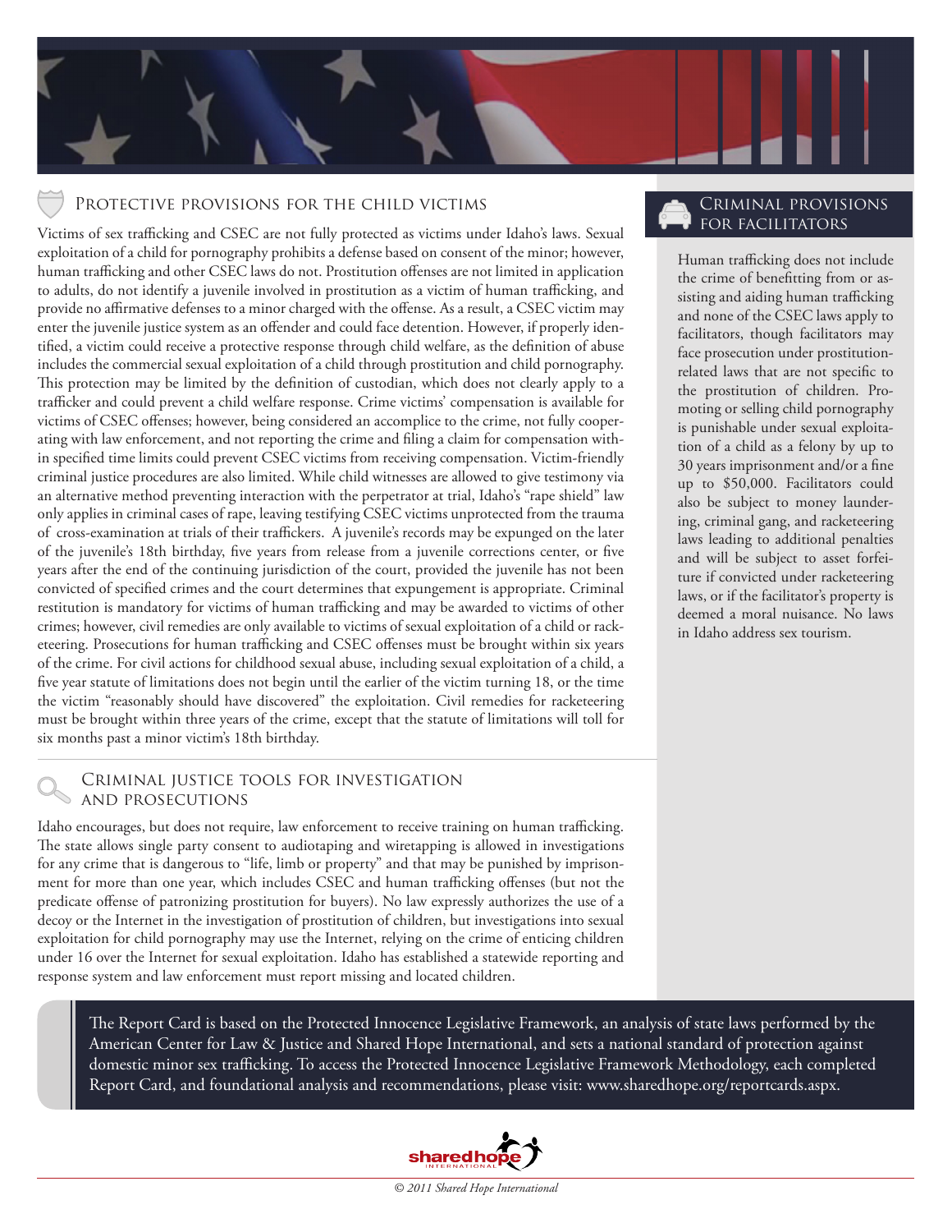## Protective provisions for the child victims

Victims of sex trafficking and CSEC are not fully protected as victims under Idaho's laws. Sexual exploitation of a child for pornography prohibits a defense based on consent of the minor; however, human trafficking and other CSEC laws do not. Prostitution offenses are not limited in application to adults, do not identify a juvenile involved in prostitution as a victim of human trafficking, and provide no affirmative defenses to a minor charged with the offense. As a result, a CSEC victim may enter the juvenile justice system as an offender and could face detention. However, if properly identified, a victim could receive a protective response through child welfare, as the definition of abuse includes the commercial sexual exploitation of a child through prostitution and child pornography. This protection may be limited by the definition of custodian, which does not clearly apply to a trafficker and could prevent a child welfare response. Crime victims' compensation is available for victims of CSEC offenses; however, being considered an accomplice to the crime, not fully cooperating with law enforcement, and not reporting the crime and filing a claim for compensation within specified time limits could prevent CSEC victims from receiving compensation. Victim-friendly criminal justice procedures are also limited. While child witnesses are allowed to give testimony via an alternative method preventing interaction with the perpetrator at trial, Idaho's "rape shield" law only applies in criminal cases of rape, leaving testifying CSEC victims unprotected from the trauma of cross-examination at trials of their traffickers. A juvenile's records may be expunged on the later of the juvenile's 18th birthday, five years from release from a juvenile corrections center, or five years after the end of the continuing jurisdiction of the court, provided the juvenile has not been convicted of specified crimes and the court determines that expungement is appropriate. Criminal restitution is mandatory for victims of human trafficking and may be awarded to victims of other crimes; however, civil remedies are only available to victims of sexual exploitation of a child or racketeering. Prosecutions for human trafficking and CSEC offenses must be brought within six years of the crime. For civil actions for childhood sexual abuse, including sexual exploitation of a child, a five year statute of limitations does not begin until the earlier of the victim turning 18, or the time the victim "reasonably should have discovered" the exploitation. Civil remedies for racketeering must be brought within three years of the crime, except that the statute of limitations will toll for six months past a minor victim's 18th birthday.

## Criminal provisions for facilitators

Human trafficking does not include the crime of benefitting from or assisting and aiding human trafficking and none of the CSEC laws apply to facilitators, though facilitators may face prosecution under prostitution-related laws that are not specific to the prostitution of children. Promoting or selling child pornography is punishable under sexual exploitation of a child as a felony by up to 30 years imprisonment and/or a fine up to $50,000. Facilitators could also be subject to money laundering, criminal gang, and racketeering laws leading to additional penalties and will be subject to asset forfeiture if convicted under racketeering laws, or if the facilitator's property is deemed a moral nuisance. No laws in Idaho address sex tourism.

## Criminal justice tools for investigation and prosecutions

Idaho encourages, but does not require, law enforcement to receive training on human trafficking. The state allows single party consent to audiotaping and wiretapping is allowed in investigations for any crime that is dangerous to "life, limb or property" and that may be punished by imprisonment for more than one year, which includes CSEC and human trafficking offenses (but not the predicate offense of patronizing prostitution for buyers). No law expressly authorizes the use of a decoy or the Internet in the investigation of prostitution of children, but investigations into sexual exploitation for child pornography may use the Internet, relying on the crime of enticing children under 16 over the Internet for sexual exploitation. Idaho has established a statewide reporting and response system and law enforcement must report missing and located children.

The Report Card is based on the Protected Innocence Legislative Framework, an analysis of state laws performed by the American Center for Law & Justice and Shared Hope International, and sets a national standard of protection against domestic minor sex trafficking. To access the Protected Innocence Legislative Framework Methodology, each completed Report Card, and foundational analysis and recommendations, please visit: www.sharedhope.org/reportcards.aspx.

sharedhope INTERNATIONAL

*© 2011 Shared Hope International*